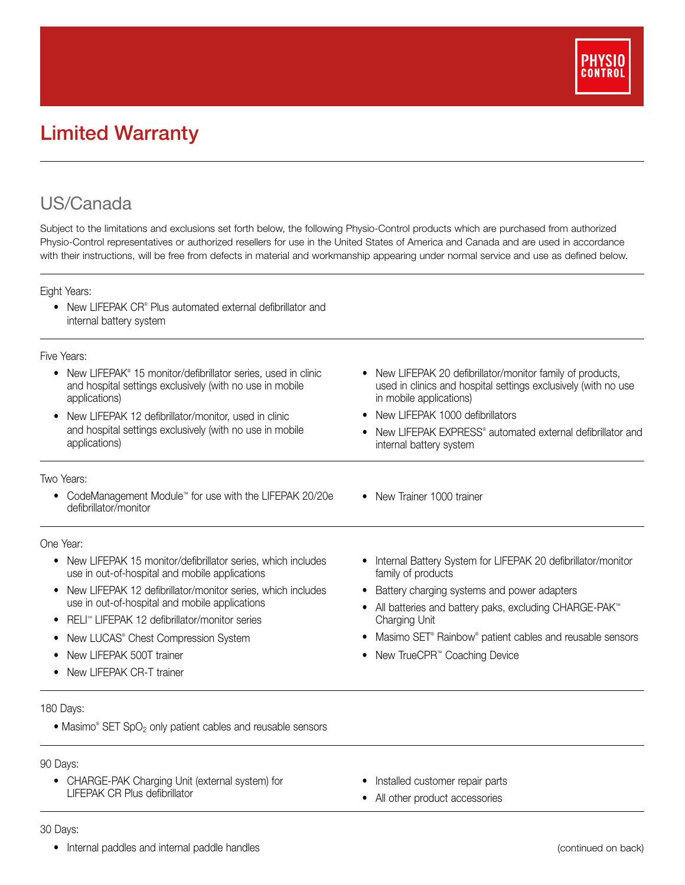# Limited Warranty

## US/Canada

Subject to the limitations and exclusions set forth below, the following Physio-Control products which are purchased from authorized Physio-Control representatives or authorized resellers for use in the United States of America and Canada and are used in accordance with their instructions, will be free from defects in material and workmanship appearing under normal service and use as defined below.

Eight Years:

- New LIFEPAK CR® Plus automated external defibrillator and internal battery system

Five Years:

- New LIFEPAK® 15 monitor/defibrillator series, used in clinic and hospital settings exclusively (with no use in mobile applications)
- New LIFEPAK 12 defibrillator/monitor, used in clinic and hospital settings exclusively (with no use in mobile applications)
- New LIFEPAK 20 defibrillator/monitor family of products, used in clinics and hospital settings exclusively (with no use in mobile applications)
- New LIFEPAK 1000 defibrillators
- New LIFEPAK EXPRESS® automated external defibrillator and internal battery system

Two Years:

- CodeManagement Module™ for use with the LIFEPAK 20/20e defibrillator/monitor
- New Trainer 1000 trainer

One Year:

- New LIFEPAK 15 monitor/defibrillator series, which includes use in out-of-hospital and mobile applications
- New LIFEPAK 12 defibrillator/monitor series, which includes use in out-of-hospital and mobile applications
- RELI℠ LIFEPAK 12 defibrillator/monitor series
- New LUCAS® Chest Compression System
- New LIFEPAK 500T trainer
- New LIFEPAK CR-T trainer
- Internal Battery System for LIFEPAK 20 defibrillator/monitor family of products
- Battery charging systems and power adapters
- All batteries and battery paks, excluding CHARGE-PAK™ Charging Unit
- Masimo SET® Rainbow® patient cables and reusable sensors
- New TrueCPR™ Coaching Device

180 Days:

- Masimo® SET $SpO_2$ only patient cables and reusable sensors

90 Days:

- CHARGE-PAK Charging Unit (external system) for LIFEPAK CR Plus defibrillator
- Installed customer repair parts
- All other product accessories

30 Days:

- Internal paddles and internal paddle handles

(continued on back)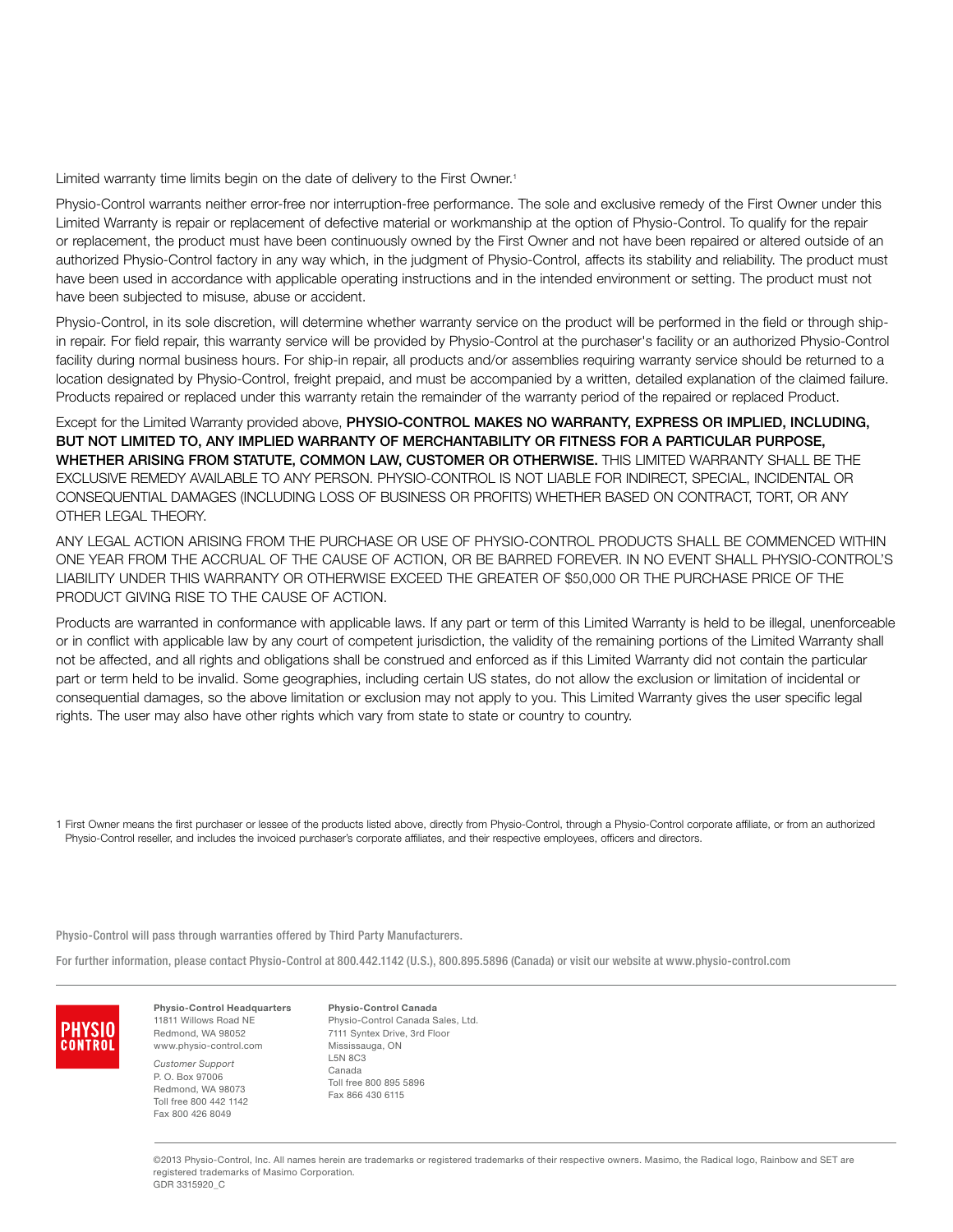Limited warranty time limits begin on the date of delivery to the First Owner.[1]

Physio-Control warrants neither error-free nor interruption-free performance. The sole and exclusive remedy of the First Owner under this Limited Warranty is repair or replacement of defective material or workmanship at the option of Physio-Control. To qualify for the repair or replacement, the product must have been continuously owned by the First Owner and not have been repaired or altered outside of an authorized Physio-Control factory in any way which, in the judgment of Physio-Control, affects its stability and reliability. The product must have been used in accordance with applicable operating instructions and in the intended environment or setting. The product must not have been subjected to misuse, abuse or accident.

Physio-Control, in its sole discretion, will determine whether warranty service on the product will be performed in the field or through ship-in repair. For field repair, this warranty service will be provided by Physio-Control at the purchaser's facility or an authorized Physio-Control facility during normal business hours. For ship-in repair, all products and/or assemblies requiring warranty service should be returned to a location designated by Physio-Control, freight prepaid, and must be accompanied by a written, detailed explanation of the claimed failure. Products repaired or replaced under this warranty retain the remainder of the warranty period of the repaired or replaced Product.

Except for the Limited Warranty provided above, **PHYSIO-CONTROL MAKES NO WARRANTY, EXPRESS OR IMPLIED, INCLUDING, BUT NOT LIMITED TO, ANY IMPLIED WARRANTY OF MERCHANTABILITY OR FITNESS FOR A PARTICULAR PURPOSE, WHETHER ARISING FROM STATUTE, COMMON LAW, CUSTOMER OR OTHERWISE.** THIS LIMITED WARRANTY SHALL BE THE EXCLUSIVE REMEDY AVAILABLE TO ANY PERSON. PHYSIO-CONTROL IS NOT LIABLE FOR INDIRECT, SPECIAL, INCIDENTAL OR CONSEQUENTIAL DAMAGES (INCLUDING LOSS OF BUSINESS OR PROFITS) WHETHER BASED ON CONTRACT, TORT, OR ANY OTHER LEGAL THEORY.

ANY LEGAL ACTION ARISING FROM THE PURCHASE OR USE OF PHYSIO-CONTROL PRODUCTS SHALL BE COMMENCED WITHIN ONE YEAR FROM THE ACCRUAL OF THE CAUSE OF ACTION, OR BE BARRED FOREVER. IN NO EVENT SHALL PHYSIO-CONTROL'S LIABILITY UNDER THIS WARRANTY OR OTHERWISE EXCEED THE GREATER OF $50,000 OR THE PURCHASE PRICE OF THE PRODUCT GIVING RISE TO THE CAUSE OF ACTION.

Products are warranted in conformance with applicable laws. If any part or term of this Limited Warranty is held to be illegal, unenforceable or in conflict with applicable law by any court of competent jurisdiction, the validity of the remaining portions of the Limited Warranty shall not be affected, and all rights and obligations shall be construed and enforced as if this Limited Warranty did not contain the particular part or term held to be invalid. Some geographies, including certain US states, do not allow the exclusion or limitation of incidental or consequential damages, so the above limitation or exclusion may not apply to you. This Limited Warranty gives the user specific legal rights. The user may also have other rights which vary from state to state or country to country.

1 First Owner means the first purchaser or lessee of the products listed above, directly from Physio-Control, through a Physio-Control corporate affiliate, or from an authorized Physio-Control reseller, and includes the invoiced purchaser's corporate affiliates, and their respective employees, officers and directors.

Physio-Control will pass through warranties offered by Third Party Manufacturers.

For further information, please contact Physio-Control at 800.442.1142 (U.S.), 800.895.5896 (Canada) or visit our website at www.physio-control.com

PHYSIO CONTROL

**Physio-Control Headquarters**
11811 Willows Road NE
Redmond, WA 98052
www.physio-control.com

*Customer Support*
P. O. Box 97006
Redmond, WA 98073
Toll free 800 442 1142
Fax 800 426 8049

**Physio-Control Canada**
Physio-Control Canada Sales, Ltd.
7111 Syntex Drive, 3rd Floor
Mississauga, ON
L5N 8C3
Canada
Toll free 800 895 5896
Fax 866 430 6115

©2013 Physio-Control, Inc. All names herein are trademarks or registered trademarks of their respective owners. Masimo, the Radical logo, Rainbow and SET are registered trademarks of Masimo Corporation.
GDR 3315920_C